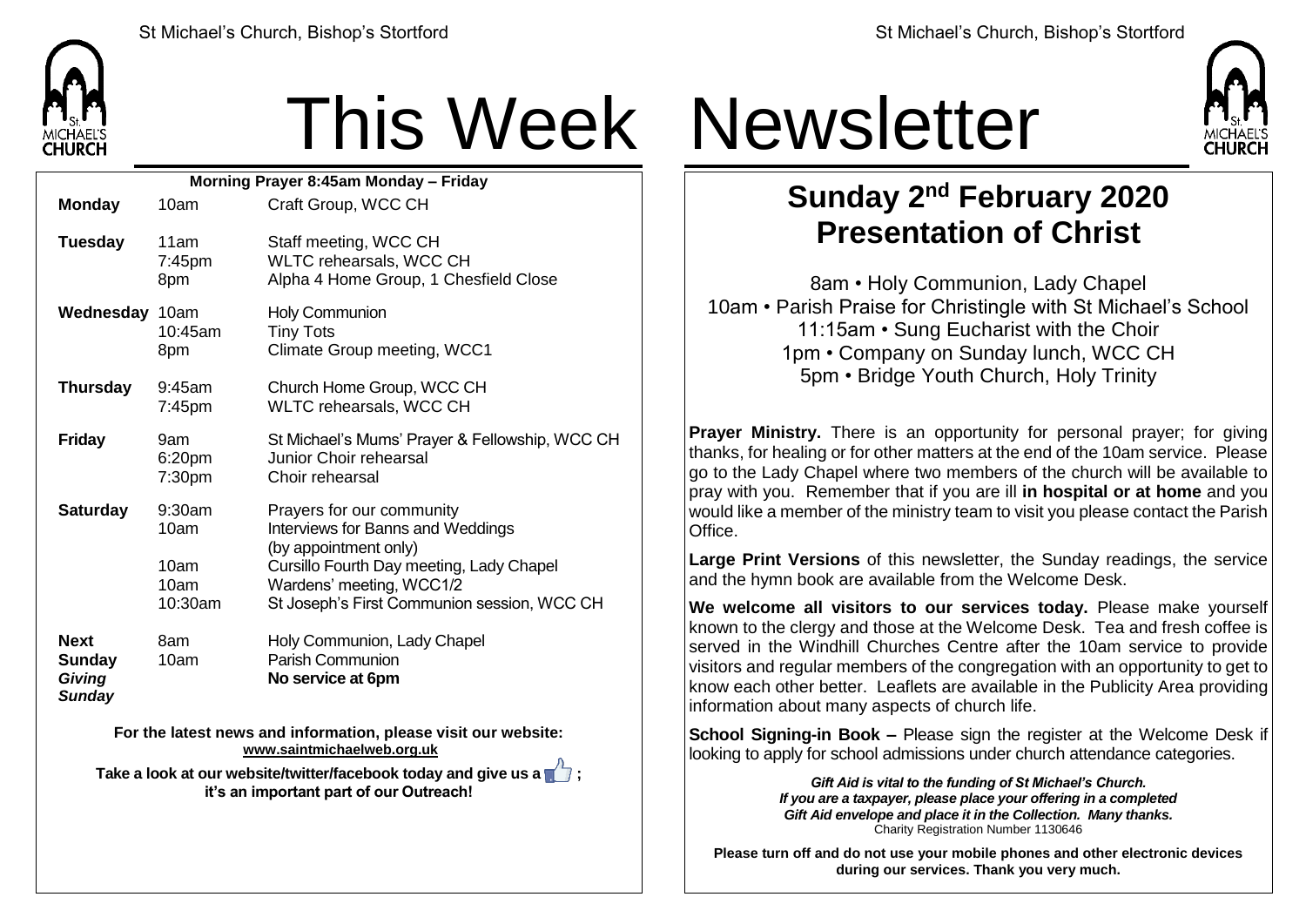# This Week Newsletter

**Morning Prayer 8:45am Monday – Friday**

| | | |
|---|---|---|
| **Monday** | 10am | Craft Group, WCC CH |
| **Tuesday** | 11am | Staff meeting, WCC CH |
| | 7:45pm | WLTC rehearsals, WCC CH |
| | 8pm | Alpha 4 Home Group, 1 Chesfield Close |
| **Wednesday** | 10am | Holy Communion |
| | 10:45am | Tiny Tots |
| | 8pm | Climate Group meeting, WCC1 |
| **Thursday** | 9:45am | Church Home Group, WCC CH |
| | 7:45pm | WLTC rehearsals, WCC CH |
| **Friday** | 9am | St Michael's Mums' Prayer & Fellowship, WCC CH |
| | 6:20pm | Junior Choir rehearsal |
| | 7:30pm | Choir rehearsal |
| **Saturday** | 9:30am | Prayers for our community |
| | 10am | Interviews for Banns and Weddings (by appointment only) |
| | 10am | Cursillo Fourth Day meeting, Lady Chapel |
| | 10am | Wardens' meeting, WCC1/2 |
| | 10:30am | St Joseph's First Communion session, WCC CH |
| **Next Sunday** ***Giving Sunday*** | 8am | Holy Communion, Lady Chapel |
| | 10am | Parish Communion |
| | | **No service at 6pm** |

**For the latest news and information, please visit our website: www.saintmichaelweb.org.uk**

**Take a look at our website/twitter/facebook today and give us a 👍; it's an important part of our Outreach!**

## Sunday 2nd February 2020
## Presentation of Christ

8am • Holy Communion, Lady Chapel
10am • Parish Praise for Christingle with St Michael's School
11:15am • Sung Eucharist with the Choir
1pm • Company on Sunday lunch, WCC CH
5pm • Bridge Youth Church, Holy Trinity

**Prayer Ministry.** There is an opportunity for personal prayer; for giving thanks, for healing or for other matters at the end of the 10am service. Please go to the Lady Chapel where two members of the church will be available to pray with you. Remember that if you are ill **in hospital or at home** and you would like a member of the ministry team to visit you please contact the Parish Office.

**Large Print Versions** of this newsletter, the Sunday readings, the service and the hymn book are available from the Welcome Desk.

**We welcome all visitors to our services today.** Please make yourself known to the clergy and those at the Welcome Desk. Tea and fresh coffee is served in the Windhill Churches Centre after the 10am service to provide visitors and regular members of the congregation with an opportunity to get to know each other better. Leaflets are available in the Publicity Area providing information about many aspects of church life.

**School Signing-in Book –** Please sign the register at the Welcome Desk if looking to apply for school admissions under church attendance categories.

***Gift Aid is vital to the funding of St Michael's Church. If you are a taxpayer, please place your offering in a completed Gift Aid envelope and place it in the Collection. Many thanks.***
Charity Registration Number 1130646

**Please turn off and do not use your mobile phones and other electronic devices during our services. Thank you very much.**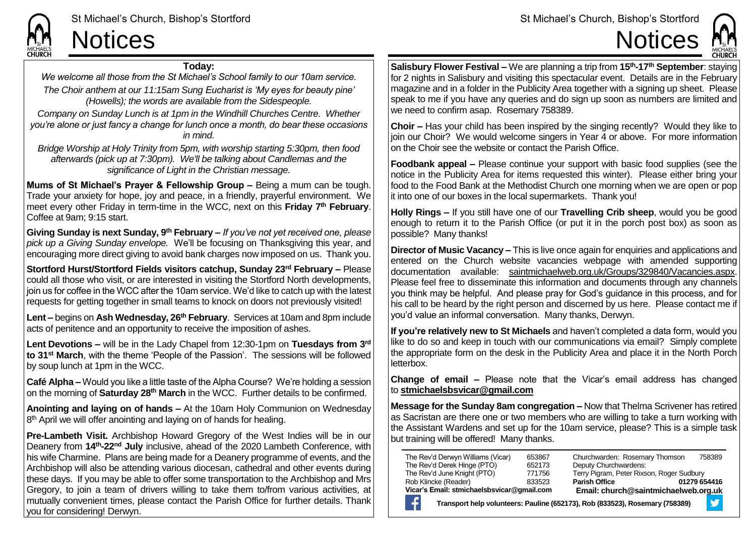# Notices

**Today:**

*We welcome all those from the St Michael's School family to our 10am service.*

*The Choir anthem at our 11:15am Sung Eucharist is 'My eyes for beauty pine' (Howells); the words are available from the Sidespeople.*

*Company on Sunday Lunch is at 1pm in the Windhill Churches Centre. Whether you're alone or just fancy a change for lunch once a month, do bear these occasions in mind.*

*Bridge Worship at Holy Trinity from 5pm, with worship starting 5:30pm, then food afterwards (pick up at 7:30pm). We'll be talking about Candlemas and the significance of Light in the Christian message.*

**Mums of St Michael's Prayer & Fellowship Group –** Being a mum can be tough. Trade your anxiety for hope, joy and peace, in a friendly, prayerful environment. We meet every other Friday in term-time in the WCC, next on this **Friday 7th February**. Coffee at 9am; 9:15 start.

**Giving Sunday is next Sunday, 9th February –** *If you've not yet received one, please pick up a Giving Sunday envelope.* We'll be focusing on Thanksgiving this year, and encouraging more direct giving to avoid bank charges now imposed on us. Thank you.

**Stortford Hurst/Stortford Fields visitors catchup, Sunday 23rd February –** Please could all those who visit, or are interested in visiting the Stortford North developments, join us for coffee in the WCC after the 10am service. We'd like to catch up with the latest requests for getting together in small teams to knock on doors not previously visited!

**Lent –** begins on **Ash Wednesday, 26th February**. Services at 10am and 8pm include acts of penitence and an opportunity to receive the imposition of ashes.

**Lent Devotions –** will be in the Lady Chapel from 12:30-1pm on **Tuesdays from 3rd to 31st March**, with the theme 'People of the Passion'. The sessions will be followed by soup lunch at 1pm in the WCC.

**Café Alpha –** Would you like a little taste of the Alpha Course? We're holding a session on the morning of **Saturday 28th March** in the WCC. Further details to be confirmed.

**Anointing and laying on of hands –** At the 10am Holy Communion on Wednesday 8th April we will offer anointing and laying on of hands for healing.

**Pre-Lambeth Visit.** Archbishop Howard Gregory of the West Indies will be in our Deanery from **14th-22nd July** inclusive, ahead of the 2020 Lambeth Conference, with his wife Charmine. Plans are being made for a Deanery programme of events, and the Archbishop will also be attending various diocesan, cathedral and other events during these days. If you may be able to offer some transportation to the Archbishop and Mrs Gregory, to join a team of drivers willing to take them to/from various activities, at mutually convenient times, please contact the Parish Office for further details. Thank you for considering! Derwyn.

**Salisbury Flower Festival –** We are planning a trip from **15th-17th September**: staying for 2 nights in Salisbury and visiting this spectacular event. Details are in the February magazine and in a folder in the Publicity Area together with a signing up sheet. Please speak to me if you have any queries and do sign up soon as numbers are limited and we need to confirm asap. Rosemary 758389.

**Choir –** Has your child has been inspired by the singing recently? Would they like to join our Choir? We would welcome singers in Year 4 or above. For more information on the Choir see the website or contact the Parish Office.

**Foodbank appeal –** Please continue your support with basic food supplies (see the notice in the Publicity Area for items requested this winter). Please either bring your food to the Food Bank at the Methodist Church one morning when we are open or pop it into one of our boxes in the local supermarkets. Thank you!

**Holly Rings –** If you still have one of our **Travelling Crib sheep**, would you be good enough to return it to the Parish Office (or put it in the porch post box) as soon as possible? Many thanks!

**Director of Music Vacancy –** This is live once again for enquiries and applications and entered on the Church website vacancies webpage with amended supporting documentation available: saintmichaelweb.org.uk/Groups/329840/Vacancies.aspx. Please feel free to disseminate this information and documents through any channels you think may be helpful. And please pray for God's guidance in this process, and for his call to be heard by the right person and discerned by us here. Please contact me if you'd value an informal conversation. Many thanks, Derwyn.

**If you're relatively new to St Michaels** and haven't completed a data form, would you like to do so and keep in touch with our communications via email? Simply complete the appropriate form on the desk in the Publicity Area and place it in the North Porch letterbox.

**Change of email –** Please note that the Vicar's email address has changed to **stmichaelsbsvicar@gmail.com**

**Message for the Sunday 8am congregation –** Now that Thelma Scrivener has retired as Sacristan are there one or two members who are willing to take a turn working with the Assistant Wardens and set up for the 10am service, please? This is a simple task but training will be offered! Many thanks.

| | | | |
|---|---|---|---|
| The Rev'd Derwyn Williams (Vicar) | 653867 | Churchwarden: Rosemary Thomson | 758389 |
| The Rev'd Derek Hinge (PTO) | 652173 | Deputy Churchwardens: | |
| The Rev'd June Knight (PTO) | 771756 | Terry Pigram, Peter Rixson, Roger Sudbury | |
| Rob Klincke (Reader) | 833523 | **Parish Office** | **01279 654416** |
| **Vicar's Email: stmichaelsbsvicar@gmail.com** | | **Email: church@saintmichaelweb.org.uk** | |

**Transport help volunteers: Pauline (652173), Rob (833523), Rosemary (758389)**